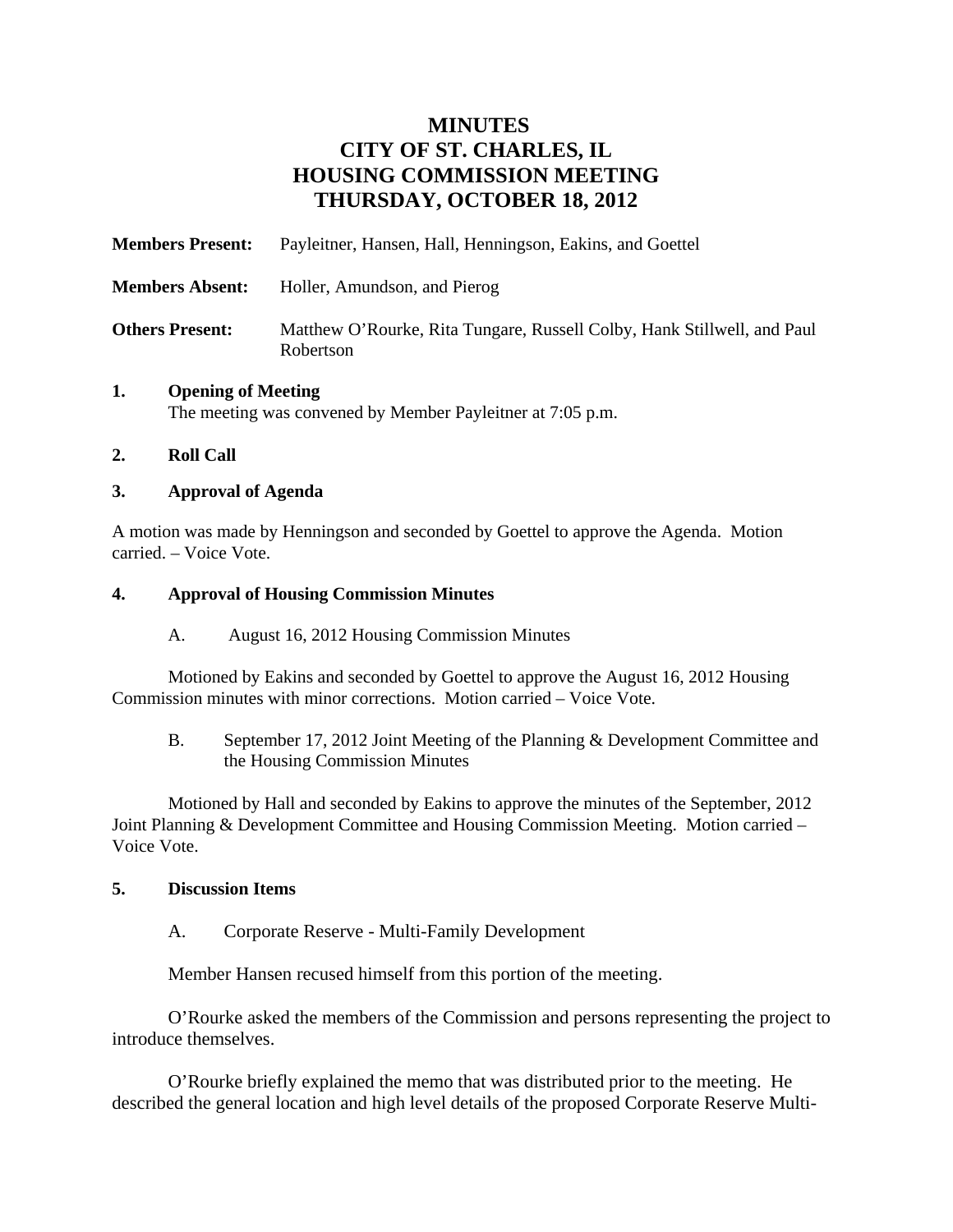# MINUTES
# CITY OF ST. CHARLES, IL
# HOUSING COMMISSION MEETING
# THURSDAY, OCTOBER 18, 2012

**Members Present:** Payleitner, Hansen, Hall, Henningson, Eakins, and Goettel

**Members Absent:** Holler, Amundson, and Pierog

**Others Present:** Matthew O'Rourke, Rita Tungare, Russell Colby, Hank Stillwell, and Paul Robertson

**1. Opening of Meeting**

The meeting was convened by Member Payleitner at 7:05 p.m.

**2. Roll Call**

**3. Approval of Agenda**

A motion was made by Henningson and seconded by Goettel to approve the Agenda. Motion carried. – Voice Vote.

**4. Approval of Housing Commission Minutes**

A. August 16, 2012 Housing Commission Minutes

Motioned by Eakins and seconded by Goettel to approve the August 16, 2012 Housing Commission minutes with minor corrections. Motion carried – Voice Vote.

B. September 17, 2012 Joint Meeting of the Planning & Development Committee and the Housing Commission Minutes

Motioned by Hall and seconded by Eakins to approve the minutes of the September, 2012 Joint Planning & Development Committee and Housing Commission Meeting. Motion carried – Voice Vote.

**5. Discussion Items**

A. Corporate Reserve - Multi-Family Development

Member Hansen recused himself from this portion of the meeting.

O'Rourke asked the members of the Commission and persons representing the project to introduce themselves.

O'Rourke briefly explained the memo that was distributed prior to the meeting. He described the general location and high level details of the proposed Corporate Reserve Multi-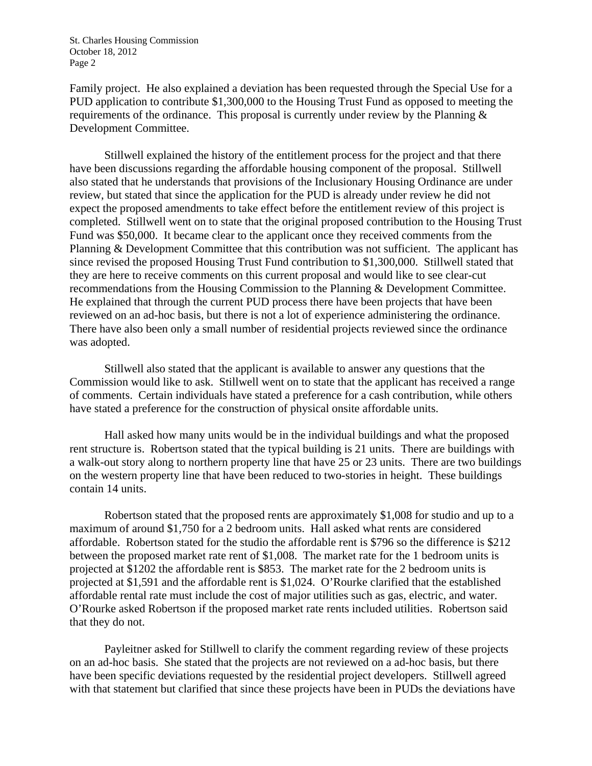Family project. He also explained a deviation has been requested through the Special Use for a PUD application to contribute $1,300,000 to the Housing Trust Fund as opposed to meeting the requirements of the ordinance. This proposal is currently under review by the Planning & Development Committee.

Stillwell explained the history of the entitlement process for the project and that there have been discussions regarding the affordable housing component of the proposal. Stillwell also stated that he understands that provisions of the Inclusionary Housing Ordinance are under review, but stated that since the application for the PUD is already under review he did not expect the proposed amendments to take effect before the entitlement review of this project is completed. Stillwell went on to state that the original proposed contribution to the Housing Trust Fund was $50,000. It became clear to the applicant once they received comments from the Planning & Development Committee that this contribution was not sufficient. The applicant has since revised the proposed Housing Trust Fund contribution to $1,300,000. Stillwell stated that they are here to receive comments on this current proposal and would like to see clear-cut recommendations from the Housing Commission to the Planning & Development Committee. He explained that through the current PUD process there have been projects that have been reviewed on an ad-hoc basis, but there is not a lot of experience administering the ordinance. There have also been only a small number of residential projects reviewed since the ordinance was adopted.

Stillwell also stated that the applicant is available to answer any questions that the Commission would like to ask. Stillwell went on to state that the applicant has received a range of comments. Certain individuals have stated a preference for a cash contribution, while others have stated a preference for the construction of physical onsite affordable units.

Hall asked how many units would be in the individual buildings and what the proposed rent structure is. Robertson stated that the typical building is 21 units. There are buildings with a walk-out story along to northern property line that have 25 or 23 units. There are two buildings on the western property line that have been reduced to two-stories in height. These buildings contain 14 units.

Robertson stated that the proposed rents are approximately $1,008 for studio and up to a maximum of around $1,750 for a 2 bedroom units. Hall asked what rents are considered affordable. Robertson stated for the studio the affordable rent is $796 so the difference is $212 between the proposed market rate rent of $1,008. The market rate for the 1 bedroom units is projected at $1202 the affordable rent is $853. The market rate for the 2 bedroom units is projected at $1,591 and the affordable rent is $1,024. O'Rourke clarified that the established affordable rental rate must include the cost of major utilities such as gas, electric, and water. O'Rourke asked Robertson if the proposed market rate rents included utilities. Robertson said that they do not.

Payleitner asked for Stillwell to clarify the comment regarding review of these projects on an ad-hoc basis. She stated that the projects are not reviewed on a ad-hoc basis, but there have been specific deviations requested by the residential project developers. Stillwell agreed with that statement but clarified that since these projects have been in PUDs the deviations have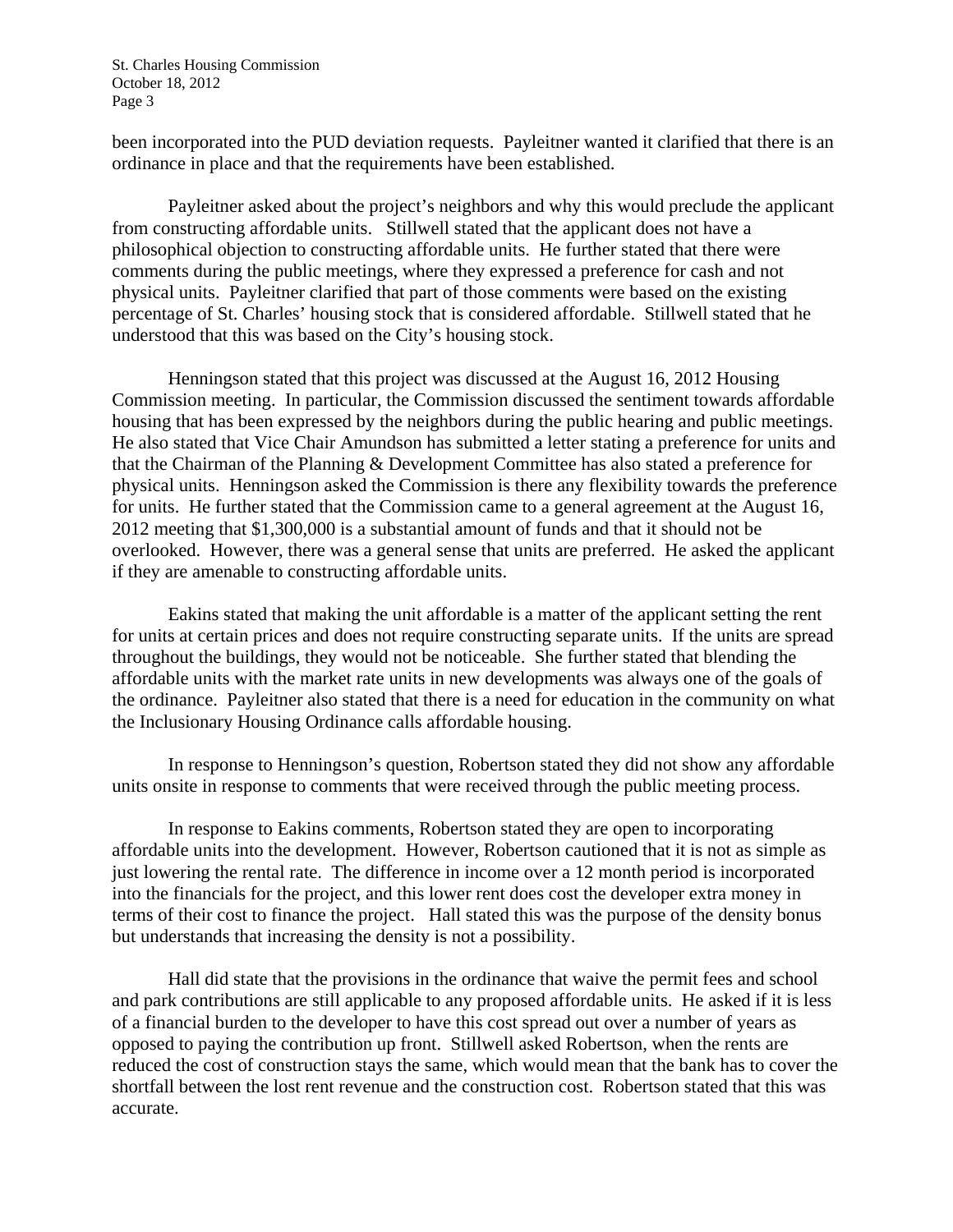been incorporated into the PUD deviation requests. Payleitner wanted it clarified that there is an ordinance in place and that the requirements have been established.

Payleitner asked about the project's neighbors and why this would preclude the applicant from constructing affordable units. Stillwell stated that the applicant does not have a philosophical objection to constructing affordable units. He further stated that there were comments during the public meetings, where they expressed a preference for cash and not physical units. Payleitner clarified that part of those comments were based on the existing percentage of St. Charles' housing stock that is considered affordable. Stillwell stated that he understood that this was based on the City's housing stock.

Henningson stated that this project was discussed at the August 16, 2012 Housing Commission meeting. In particular, the Commission discussed the sentiment towards affordable housing that has been expressed by the neighbors during the public hearing and public meetings. He also stated that Vice Chair Amundson has submitted a letter stating a preference for units and that the Chairman of the Planning & Development Committee has also stated a preference for physical units. Henningson asked the Commission is there any flexibility towards the preference for units. He further stated that the Commission came to a general agreement at the August 16, 2012 meeting that $1,300,000 is a substantial amount of funds and that it should not be overlooked. However, there was a general sense that units are preferred. He asked the applicant if they are amenable to constructing affordable units.

Eakins stated that making the unit affordable is a matter of the applicant setting the rent for units at certain prices and does not require constructing separate units. If the units are spread throughout the buildings, they would not be noticeable. She further stated that blending the affordable units with the market rate units in new developments was always one of the goals of the ordinance. Payleitner also stated that there is a need for education in the community on what the Inclusionary Housing Ordinance calls affordable housing.

In response to Henningson's question, Robertson stated they did not show any affordable units onsite in response to comments that were received through the public meeting process.

In response to Eakins comments, Robertson stated they are open to incorporating affordable units into the development. However, Robertson cautioned that it is not as simple as just lowering the rental rate. The difference in income over a 12 month period is incorporated into the financials for the project, and this lower rent does cost the developer extra money in terms of their cost to finance the project. Hall stated this was the purpose of the density bonus but understands that increasing the density is not a possibility.

Hall did state that the provisions in the ordinance that waive the permit fees and school and park contributions are still applicable to any proposed affordable units. He asked if it is less of a financial burden to the developer to have this cost spread out over a number of years as opposed to paying the contribution up front. Stillwell asked Robertson, when the rents are reduced the cost of construction stays the same, which would mean that the bank has to cover the shortfall between the lost rent revenue and the construction cost. Robertson stated that this was accurate.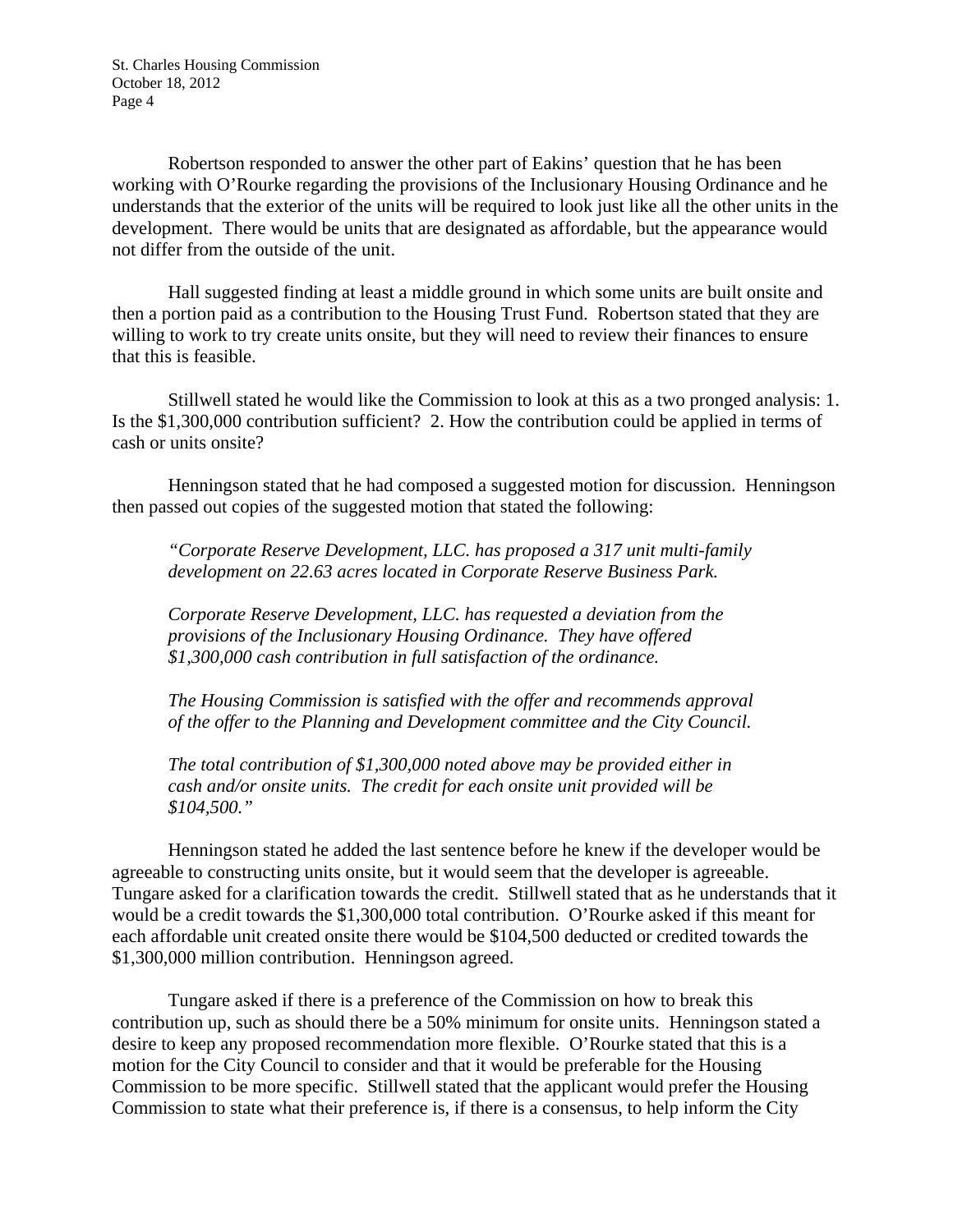Robertson responded to answer the other part of Eakins' question that he has been working with O'Rourke regarding the provisions of the Inclusionary Housing Ordinance and he understands that the exterior of the units will be required to look just like all the other units in the development. There would be units that are designated as affordable, but the appearance would not differ from the outside of the unit.

Hall suggested finding at least a middle ground in which some units are built onsite and then a portion paid as a contribution to the Housing Trust Fund. Robertson stated that they are willing to work to try create units onsite, but they will need to review their finances to ensure that this is feasible.

Stillwell stated he would like the Commission to look at this as a two pronged analysis: 1. Is the $1,300,000 contribution sufficient? 2. How the contribution could be applied in terms of cash or units onsite?

Henningson stated that he had composed a suggested motion for discussion. Henningson then passed out copies of the suggested motion that stated the following:

> *"Corporate Reserve Development, LLC. has proposed a 317 unit multi-family development on 22.63 acres located in Corporate Reserve Business Park.*
>
> *Corporate Reserve Development, LLC. has requested a deviation from the provisions of the Inclusionary Housing Ordinance. They have offered $1,300,000 cash contribution in full satisfaction of the ordinance.*
>
> *The Housing Commission is satisfied with the offer and recommends approval of the offer to the Planning and Development committee and the City Council.*
>
> *The total contribution of $1,300,000 noted above may be provided either in cash and/or onsite units. The credit for each onsite unit provided will be $104,500."*

Henningson stated he added the last sentence before he knew if the developer would be agreeable to constructing units onsite, but it would seem that the developer is agreeable. Tungare asked for a clarification towards the credit. Stillwell stated that as he understands that it would be a credit towards the $1,300,000 total contribution. O'Rourke asked if this meant for each affordable unit created onsite there would be $104,500 deducted or credited towards the $1,300,000 million contribution. Henningson agreed.

Tungare asked if there is a preference of the Commission on how to break this contribution up, such as should there be a 50% minimum for onsite units. Henningson stated a desire to keep any proposed recommendation more flexible. O'Rourke stated that this is a motion for the City Council to consider and that it would be preferable for the Housing Commission to be more specific. Stillwell stated that the applicant would prefer the Housing Commission to state what their preference is, if there is a consensus, to help inform the City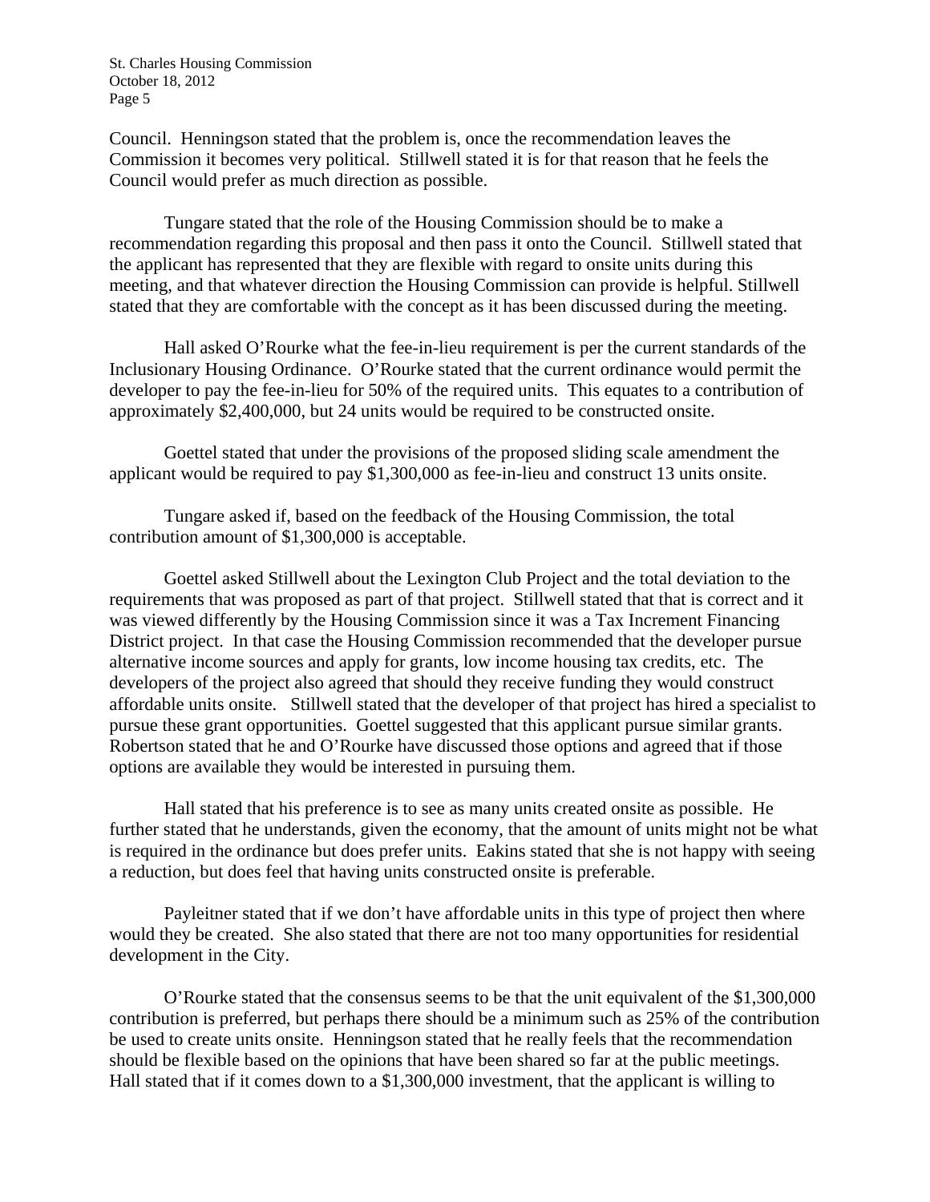Council. Henningson stated that the problem is, once the recommendation leaves the Commission it becomes very political. Stillwell stated it is for that reason that he feels the Council would prefer as much direction as possible.

Tungare stated that the role of the Housing Commission should be to make a recommendation regarding this proposal and then pass it onto the Council. Stillwell stated that the applicant has represented that they are flexible with regard to onsite units during this meeting, and that whatever direction the Housing Commission can provide is helpful. Stillwell stated that they are comfortable with the concept as it has been discussed during the meeting.

Hall asked O'Rourke what the fee-in-lieu requirement is per the current standards of the Inclusionary Housing Ordinance. O'Rourke stated that the current ordinance would permit the developer to pay the fee-in-lieu for 50% of the required units. This equates to a contribution of approximately $2,400,000, but 24 units would be required to be constructed onsite.

Goettel stated that under the provisions of the proposed sliding scale amendment the applicant would be required to pay $1,300,000 as fee-in-lieu and construct 13 units onsite.

Tungare asked if, based on the feedback of the Housing Commission, the total contribution amount of $1,300,000 is acceptable.

Goettel asked Stillwell about the Lexington Club Project and the total deviation to the requirements that was proposed as part of that project. Stillwell stated that that is correct and it was viewed differently by the Housing Commission since it was a Tax Increment Financing District project. In that case the Housing Commission recommended that the developer pursue alternative income sources and apply for grants, low income housing tax credits, etc. The developers of the project also agreed that should they receive funding they would construct affordable units onsite. Stillwell stated that the developer of that project has hired a specialist to pursue these grant opportunities. Goettel suggested that this applicant pursue similar grants. Robertson stated that he and O'Rourke have discussed those options and agreed that if those options are available they would be interested in pursuing them.

Hall stated that his preference is to see as many units created onsite as possible. He further stated that he understands, given the economy, that the amount of units might not be what is required in the ordinance but does prefer units. Eakins stated that she is not happy with seeing a reduction, but does feel that having units constructed onsite is preferable.

Payleitner stated that if we don't have affordable units in this type of project then where would they be created. She also stated that there are not too many opportunities for residential development in the City.

O'Rourke stated that the consensus seems to be that the unit equivalent of the $1,300,000 contribution is preferred, but perhaps there should be a minimum such as 25% of the contribution be used to create units onsite. Henningson stated that he really feels that the recommendation should be flexible based on the opinions that have been shared so far at the public meetings. Hall stated that if it comes down to a $1,300,000 investment, that the applicant is willing to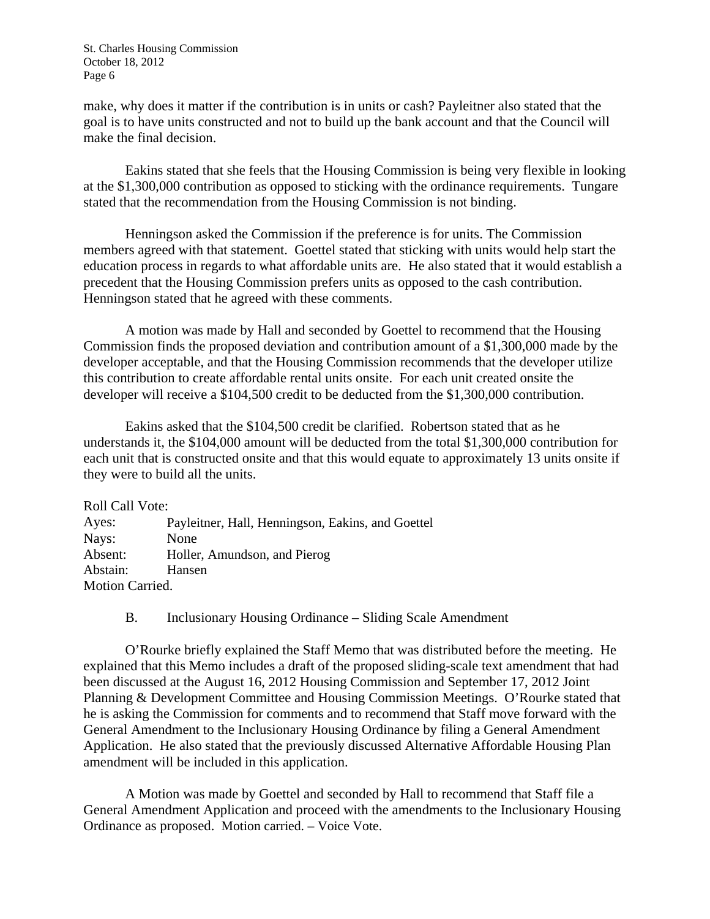make, why does it matter if the contribution is in units or cash? Payleitner also stated that the goal is to have units constructed and not to build up the bank account and that the Council will make the final decision.

Eakins stated that she feels that the Housing Commission is being very flexible in looking at the $1,300,000 contribution as opposed to sticking with the ordinance requirements. Tungare stated that the recommendation from the Housing Commission is not binding.

Henningson asked the Commission if the preference is for units. The Commission members agreed with that statement. Goettel stated that sticking with units would help start the education process in regards to what affordable units are. He also stated that it would establish a precedent that the Housing Commission prefers units as opposed to the cash contribution. Henningson stated that he agreed with these comments.

A motion was made by Hall and seconded by Goettel to recommend that the Housing Commission finds the proposed deviation and contribution amount of a $1,300,000 made by the developer acceptable, and that the Housing Commission recommends that the developer utilize this contribution to create affordable rental units onsite. For each unit created onsite the developer will receive a $104,500 credit to be deducted from the $1,300,000 contribution.

Eakins asked that the $104,500 credit be clarified. Robertson stated that as he understands it, the $104,000 amount will be deducted from the total $1,300,000 contribution for each unit that is constructed onsite and that this would equate to approximately 13 units onsite if they were to build all the units.

Roll Call Vote:
Ayes: Payleitner, Hall, Henningson, Eakins, and Goettel
Nays: None
Absent: Holler, Amundson, and Pierog
Abstain: Hansen
Motion Carried.

B. Inclusionary Housing Ordinance – Sliding Scale Amendment

O'Rourke briefly explained the Staff Memo that was distributed before the meeting. He explained that this Memo includes a draft of the proposed sliding-scale text amendment that had been discussed at the August 16, 2012 Housing Commission and September 17, 2012 Joint Planning & Development Committee and Housing Commission Meetings. O'Rourke stated that he is asking the Commission for comments and to recommend that Staff move forward with the General Amendment to the Inclusionary Housing Ordinance by filing a General Amendment Application. He also stated that the previously discussed Alternative Affordable Housing Plan amendment will be included in this application.

A Motion was made by Goettel and seconded by Hall to recommend that Staff file a General Amendment Application and proceed with the amendments to the Inclusionary Housing Ordinance as proposed. Motion carried. – Voice Vote.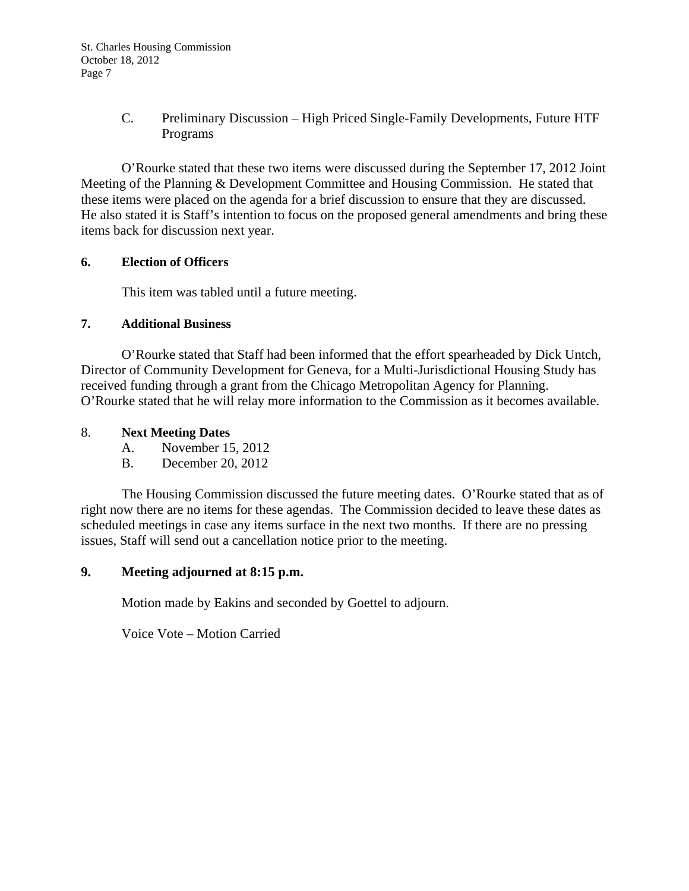C. Preliminary Discussion – High Priced Single-Family Developments, Future HTF Programs

O'Rourke stated that these two items were discussed during the September 17, 2012 Joint Meeting of the Planning & Development Committee and Housing Commission. He stated that these items were placed on the agenda for a brief discussion to ensure that they are discussed. He also stated it is Staff's intention to focus on the proposed general amendments and bring these items back for discussion next year.

**6. Election of Officers**

This item was tabled until a future meeting.

**7. Additional Business**

O'Rourke stated that Staff had been informed that the effort spearheaded by Dick Untch, Director of Community Development for Geneva, for a Multi-Jurisdictional Housing Study has received funding through a grant from the Chicago Metropolitan Agency for Planning. O'Rourke stated that he will relay more information to the Commission as it becomes available.

8. **Next Meeting Dates**

A. November 15, 2012
B. December 20, 2012

The Housing Commission discussed the future meeting dates. O'Rourke stated that as of right now there are no items for these agendas. The Commission decided to leave these dates as scheduled meetings in case any items surface in the next two months. If there are no pressing issues, Staff will send out a cancellation notice prior to the meeting.

**9. Meeting adjourned at 8:15 p.m.**

Motion made by Eakins and seconded by Goettel to adjourn.

Voice Vote – Motion Carried